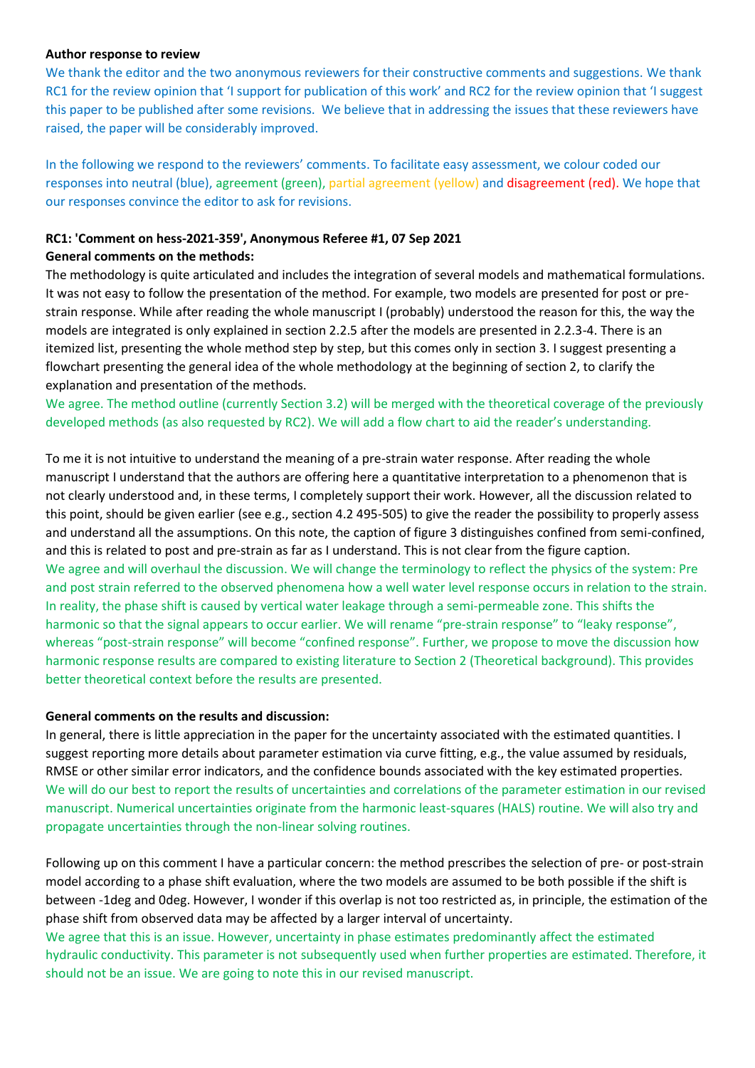**Author response to review**

We thank the editor and the two anonymous reviewers for their constructive comments and suggestions. We thank RC1 for the review opinion that 'I support for publication of this work' and RC2 for the review opinion that 'I suggest this paper to be published after some revisions. We believe that in addressing the issues that these reviewers have raised, the paper will be considerably improved.

In the following we respond to the reviewers' comments. To facilitate easy assessment, we colour coded our responses into neutral (blue), agreement (green), partial agreement (yellow) and disagreement (red). We hope that our responses convince the editor to ask for revisions.

**RC1: 'Comment on hess-2021-359', Anonymous Referee #1, 07 Sep 2021**

**General comments on the methods:**

The methodology is quite articulated and includes the integration of several models and mathematical formulations. It was not easy to follow the presentation of the method. For example, two models are presented for post or pre-strain response. While after reading the whole manuscript I (probably) understood the reason for this, the way the models are integrated is only explained in section 2.2.5 after the models are presented in 2.2.3-4. There is an itemized list, presenting the whole method step by step, but this comes only in section 3. I suggest presenting a flowchart presenting the general idea of the whole methodology at the beginning of section 2, to clarify the explanation and presentation of the methods.

We agree. The method outline (currently Section 3.2) will be merged with the theoretical coverage of the previously developed methods (as also requested by RC2). We will add a flow chart to aid the reader's understanding.

To me it is not intuitive to understand the meaning of a pre-strain water response. After reading the whole manuscript I understand that the authors are offering here a quantitative interpretation to a phenomenon that is not clearly understood and, in these terms, I completely support their work. However, all the discussion related to this point, should be given earlier (see e.g., section 4.2 495-505) to give the reader the possibility to properly assess and understand all the assumptions. On this note, the caption of figure 3 distinguishes confined from semi-confined, and this is related to post and pre-strain as far as I understand. This is not clear from the figure caption.

We agree and will overhaul the discussion. We will change the terminology to reflect the physics of the system: Pre and post strain referred to the observed phenomena how a well water level response occurs in relation to the strain. In reality, the phase shift is caused by vertical water leakage through a semi-permeable zone. This shifts the harmonic so that the signal appears to occur earlier. We will rename "pre-strain response" to "leaky response", whereas "post-strain response" will become "confined response". Further, we propose to move the discussion how harmonic response results are compared to existing literature to Section 2 (Theoretical background). This provides better theoretical context before the results are presented.

**General comments on the results and discussion:**

In general, there is little appreciation in the paper for the uncertainty associated with the estimated quantities. I suggest reporting more details about parameter estimation via curve fitting, e.g., the value assumed by residuals, RMSE or other similar error indicators, and the confidence bounds associated with the key estimated properties.

We will do our best to report the results of uncertainties and correlations of the parameter estimation in our revised manuscript. Numerical uncertainties originate from the harmonic least-squares (HALS) routine. We will also try and propagate uncertainties through the non-linear solving routines.

Following up on this comment I have a particular concern: the method prescribes the selection of pre- or post-strain model according to a phase shift evaluation, where the two models are assumed to be both possible if the shift is between -1deg and 0deg. However, I wonder if this overlap is not too restricted as, in principle, the estimation of the phase shift from observed data may be affected by a larger interval of uncertainty.

We agree that this is an issue. However, uncertainty in phase estimates predominantly affect the estimated hydraulic conductivity. This parameter is not subsequently used when further properties are estimated. Therefore, it should not be an issue. We are going to note this in our revised manuscript.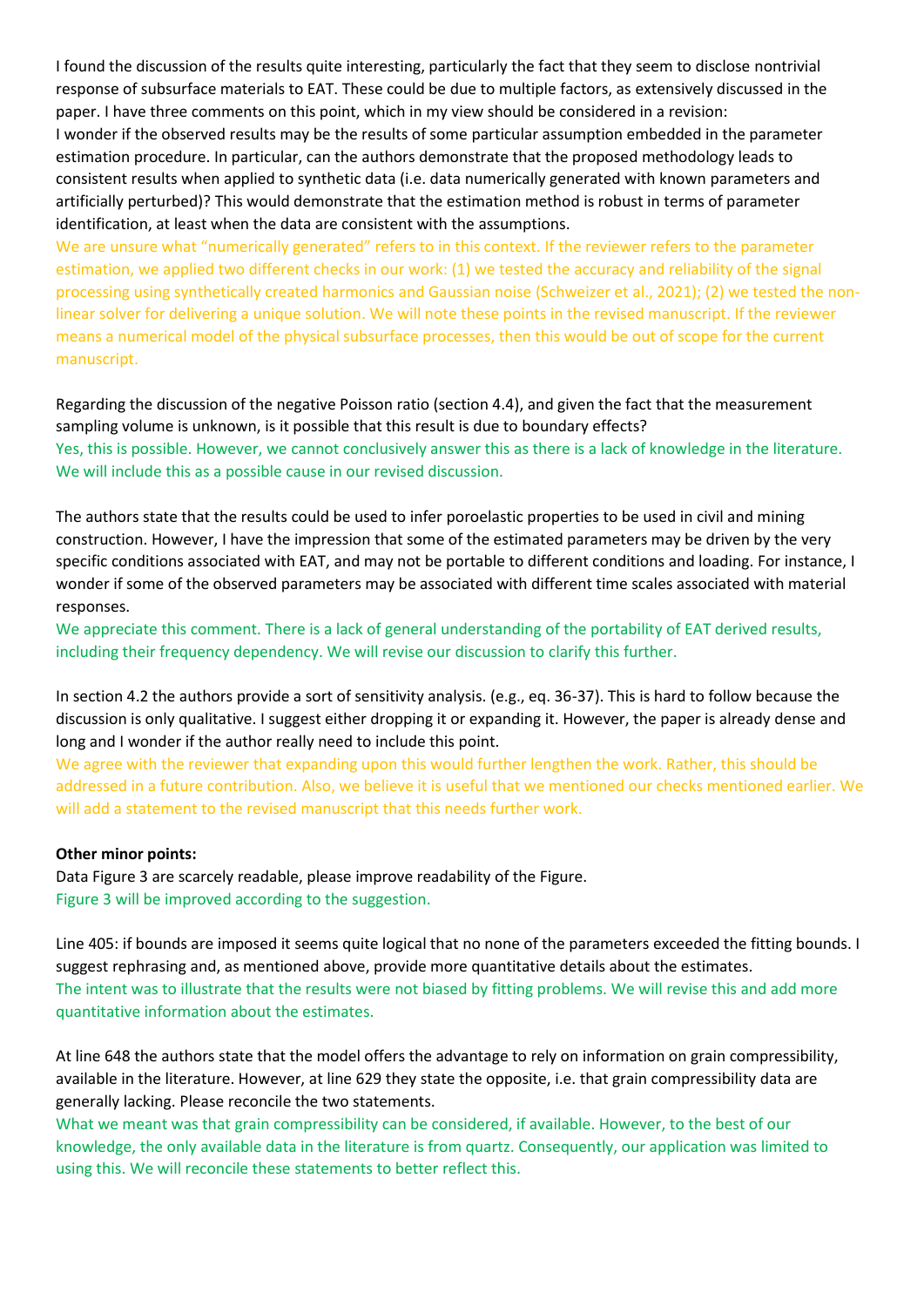I found the discussion of the results quite interesting, particularly the fact that they seem to disclose nontrivial response of subsurface materials to EAT. These could be due to multiple factors, as extensively discussed in the paper. I have three comments on this point, which in my view should be considered in a revision:

I wonder if the observed results may be the results of some particular assumption embedded in the parameter estimation procedure. In particular, can the authors demonstrate that the proposed methodology leads to consistent results when applied to synthetic data (i.e. data numerically generated with known parameters and artificially perturbed)? This would demonstrate that the estimation method is robust in terms of parameter identification, at least when the data are consistent with the assumptions.

We are unsure what "numerically generated" refers to in this context. If the reviewer refers to the parameter estimation, we applied two different checks in our work: (1) we tested the accuracy and reliability of the signal processing using synthetically created harmonics and Gaussian noise (Schweizer et al., 2021); (2) we tested the non-linear solver for delivering a unique solution. We will note these points in the revised manuscript. If the reviewer means a numerical model of the physical subsurface processes, then this would be out of scope for the current manuscript.

Regarding the discussion of the negative Poisson ratio (section 4.4), and given the fact that the measurement sampling volume is unknown, is it possible that this result is due to boundary effects?

Yes, this is possible. However, we cannot conclusively answer this as there is a lack of knowledge in the literature. We will include this as a possible cause in our revised discussion.

The authors state that the results could be used to infer poroelastic properties to be used in civil and mining construction. However, I have the impression that some of the estimated parameters may be driven by the very specific conditions associated with EAT, and may not be portable to different conditions and loading. For instance, I wonder if some of the observed parameters may be associated with different time scales associated with material responses.

We appreciate this comment. There is a lack of general understanding of the portability of EAT derived results, including their frequency dependency. We will revise our discussion to clarify this further.

In section 4.2 the authors provide a sort of sensitivity analysis. (e.g., eq. 36-37). This is hard to follow because the discussion is only qualitative. I suggest either dropping it or expanding it. However, the paper is already dense and long and I wonder if the author really need to include this point.

We agree with the reviewer that expanding upon this would further lengthen the work. Rather, this should be addressed in a future contribution. Also, we believe it is useful that we mentioned our checks mentioned earlier. We will add a statement to the revised manuscript that this needs further work.

**Other minor points:**

Data Figure 3 are scarcely readable, please improve readability of the Figure.

Figure 3 will be improved according to the suggestion.

Line 405: if bounds are imposed it seems quite logical that no none of the parameters exceeded the fitting bounds. I suggest rephrasing and, as mentioned above, provide more quantitative details about the estimates.

The intent was to illustrate that the results were not biased by fitting problems. We will revise this and add more quantitative information about the estimates.

At line 648 the authors state that the model offers the advantage to rely on information on grain compressibility, available in the literature. However, at line 629 they state the opposite, i.e. that grain compressibility data are generally lacking. Please reconcile the two statements.

What we meant was that grain compressibility can be considered, if available. However, to the best of our knowledge, the only available data in the literature is from quartz. Consequently, our application was limited to using this. We will reconcile these statements to better reflect this.